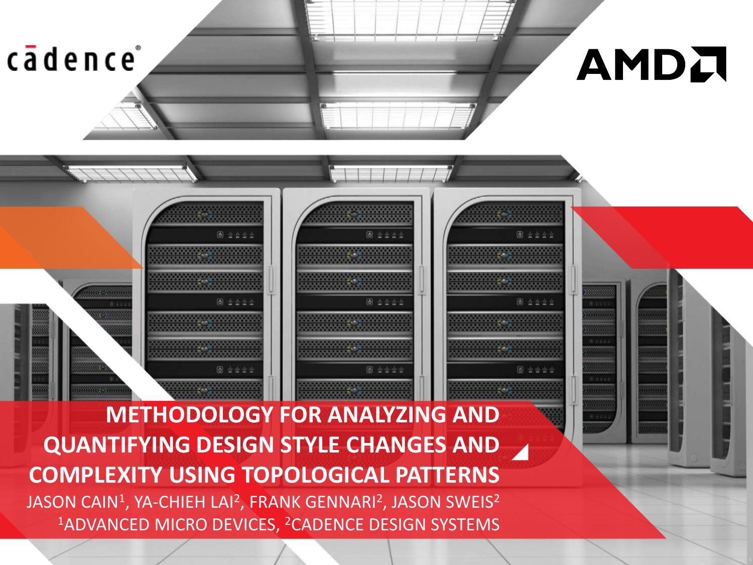# METHODOLOGY FOR ANALYZING AND QUANTIFYING DESIGN STYLE CHANGES AND COMPLEXITY USING TOPOLOGICAL PATTERNS

JASON CAIN[1], YA-CHIEH LAI[2], FRANK GENNARI[2], JASON SWEIS[2]

[1]ADVANCED MICRO DEVICES, [2]CADENCE DESIGN SYSTEMS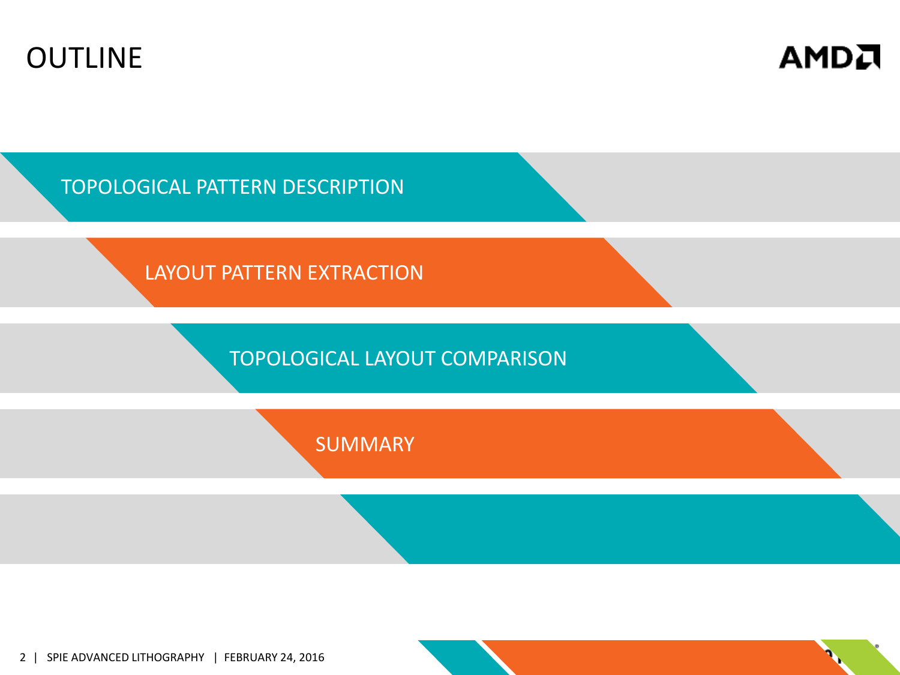# OUTLINE

- TOPOLOGICAL PATTERN DESCRIPTION
- LAYOUT PATTERN EXTRACTION
- TOPOLOGICAL LAYOUT COMPARISON
- SUMMARY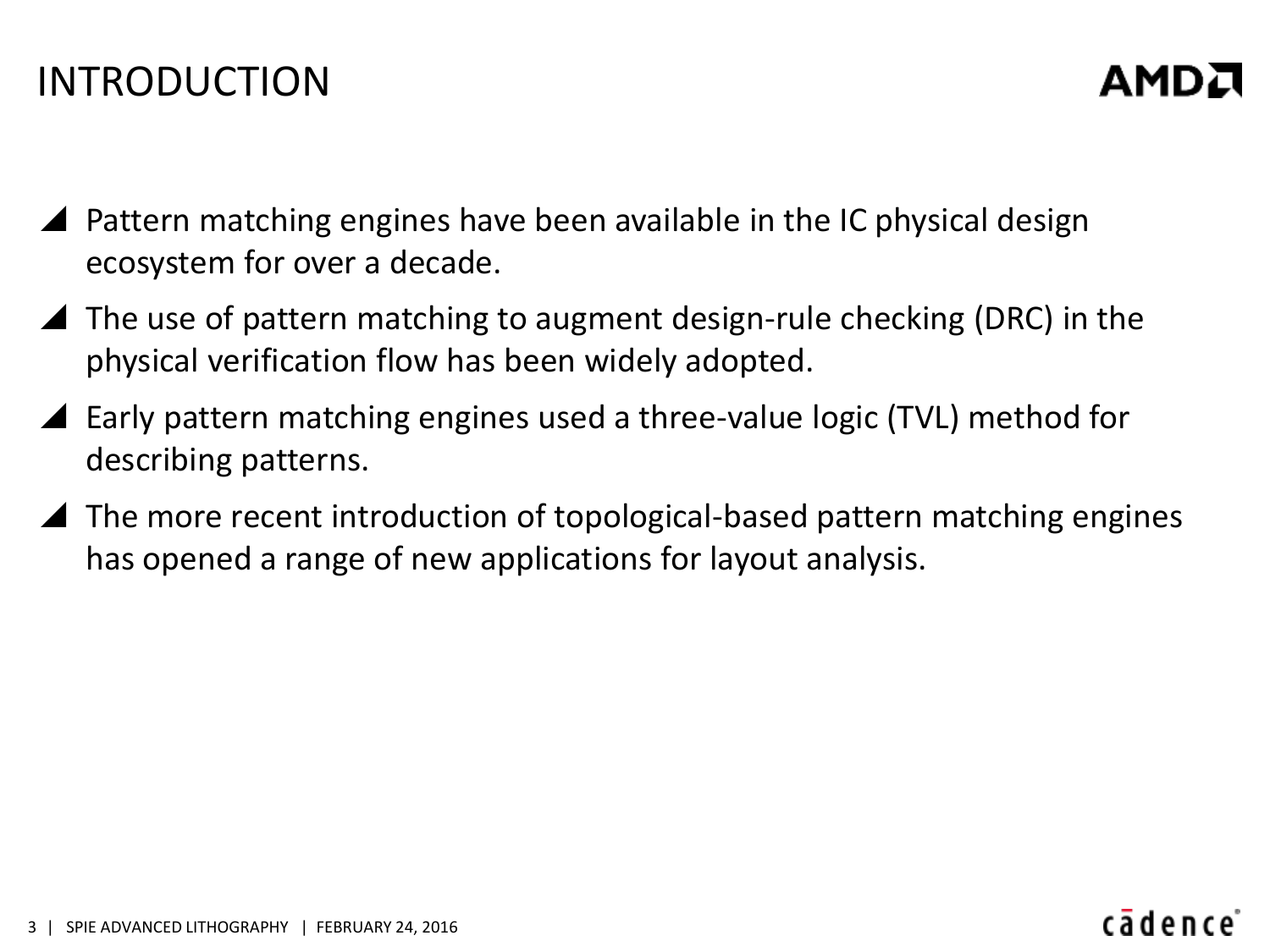# INTRODUCTION

- Pattern matching engines have been available in the IC physical design ecosystem for over a decade.
- The use of pattern matching to augment design-rule checking (DRC) in the physical verification flow has been widely adopted.
- Early pattern matching engines used a three-value logic (TVL) method for describing patterns.
- The more recent introduction of topological-based pattern matching engines has opened a range of new applications for layout analysis.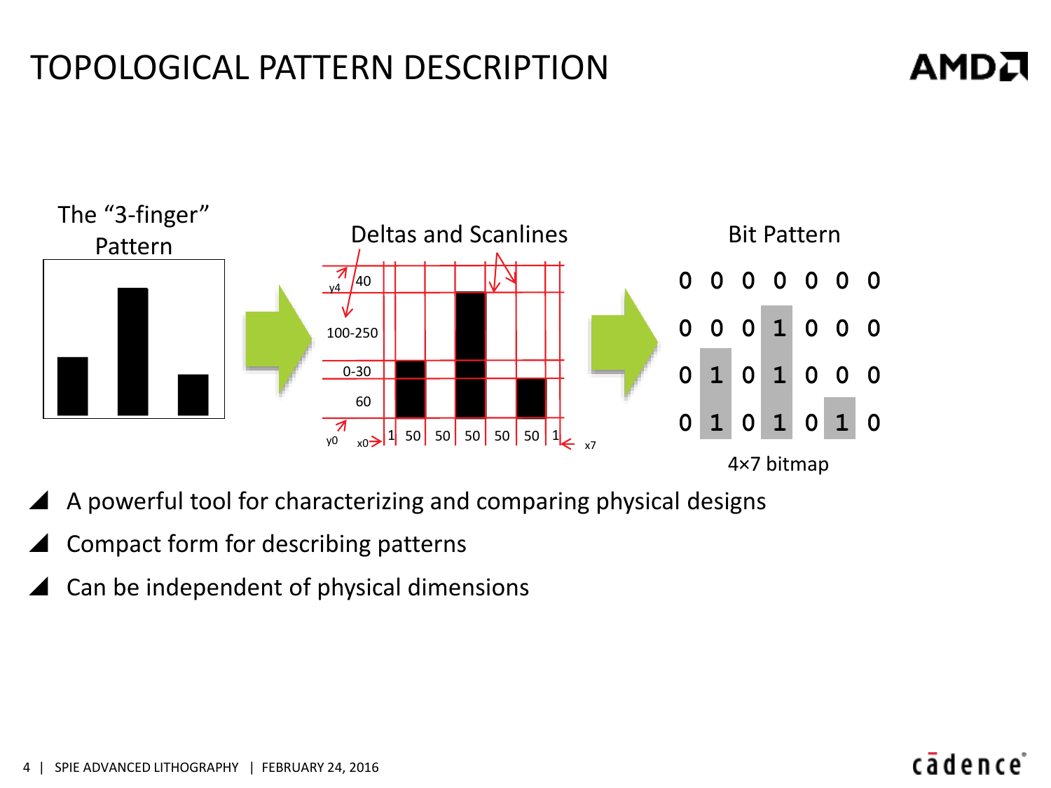# TOPOLOGICAL PATTERN DESCRIPTION

The "3-finger" Pattern

Deltas and Scanlines

Bit Pattern

| | | | | | | |
|---|---|---|---|---|---|---|
| 0 | 0 | 0 | 0 | 0 | 0 | 0 |
| 0 | 0 | 0 | 1 | 0 | 0 | 0 |
| 0 | 1 | 0 | 1 | 0 | 0 | 0 |
| 0 | 1 | 0 | 1 | 0 | 1 | 0 |

4×7 bitmap

- A powerful tool for characterizing and comparing physical designs
- Compact form for describing patterns
- Can be independent of physical dimensions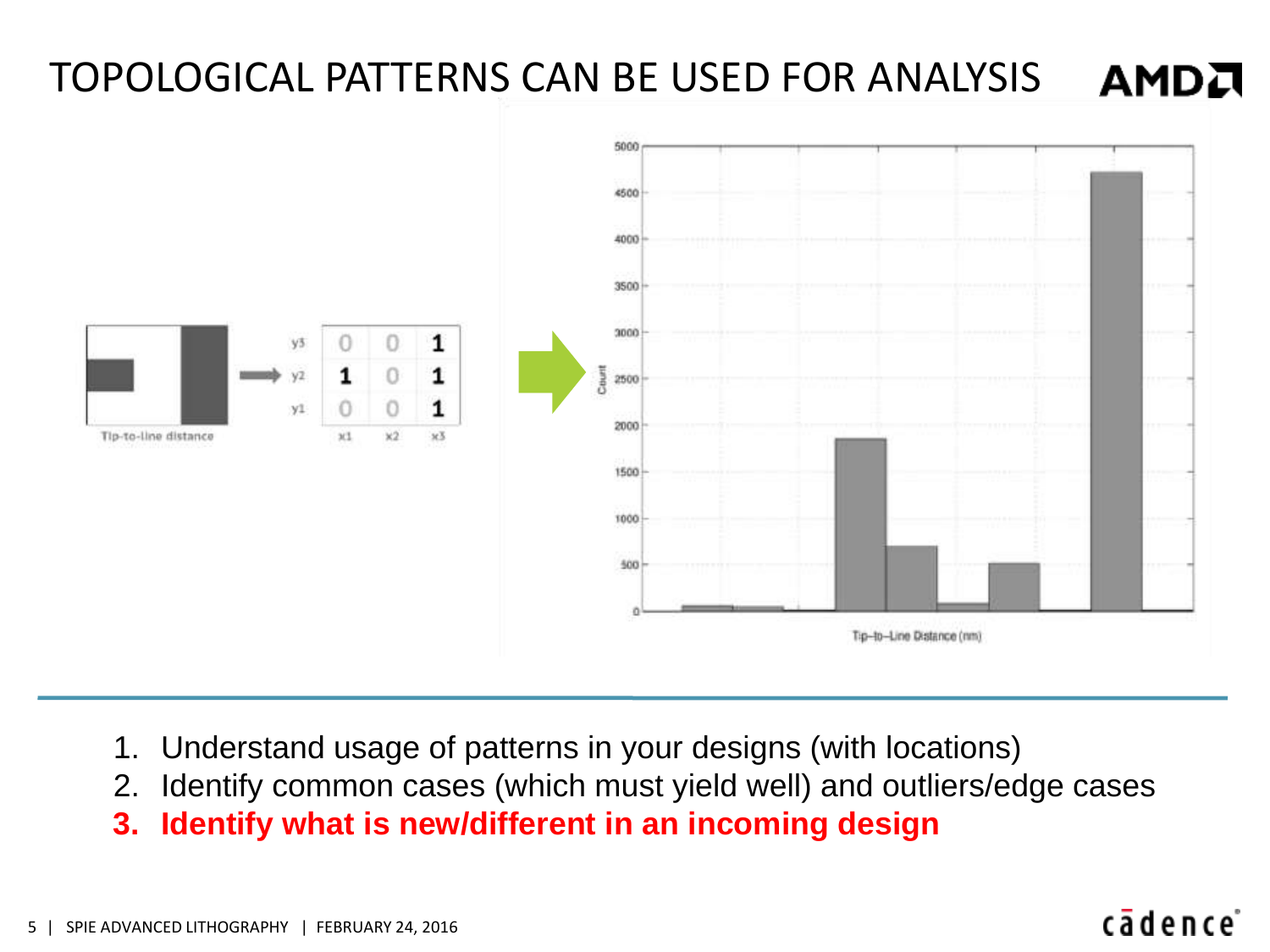# TOPOLOGICAL PATTERNS CAN BE USED FOR ANALYSIS

Tip-to-line distance

| | x1 | x2 | x3 |
|---|---|---|---|
| y3 | 0 | 0 | **1** |
| y2 | **1** | 0 | **1** |
| y1 | 0 | 0 | **1** |

Count

Tip-to-Line Distance (nm)

1. Understand usage of patterns in your designs (with locations)
2. Identify common cases (which must yield well) and outliers/edge cases
3. **Identify what is new/different in an incoming design**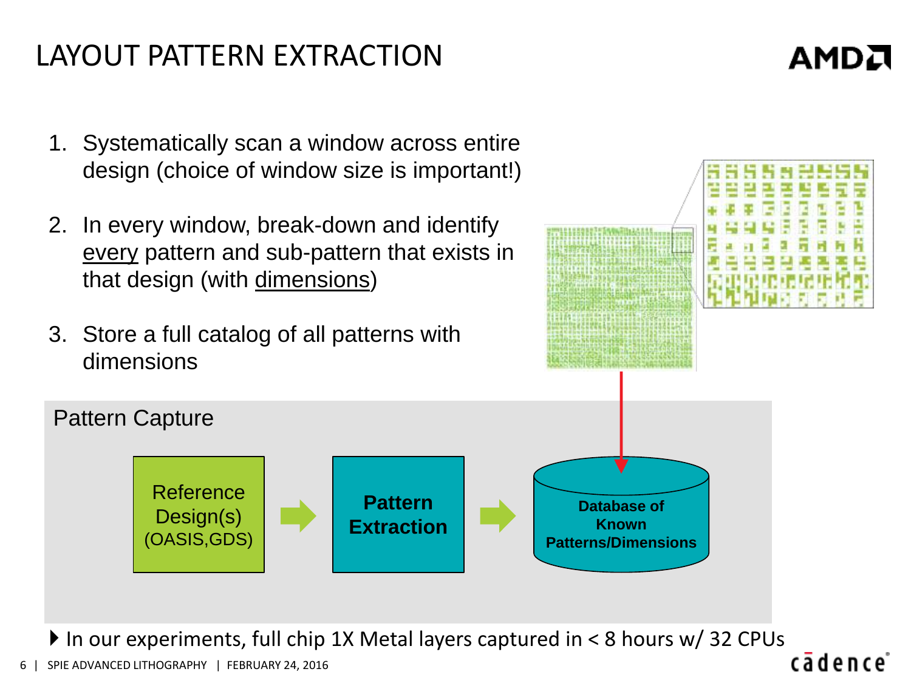# LAYOUT PATTERN EXTRACTION

1. Systematically scan a window across entire design (choice of window size is important!)
2. In every window, break-down and identify every pattern and sub-pattern that exists in that design (with dimensions)
3. Store a full catalog of all patterns with dimensions

## Pattern Capture

Reference Design(s) (OASIS,GDS) → **Pattern Extraction** → **Database of Known Patterns/Dimensions**

- In our experiments, full chip 1X Metal layers captured in < 8 hours w/ 32 CPUs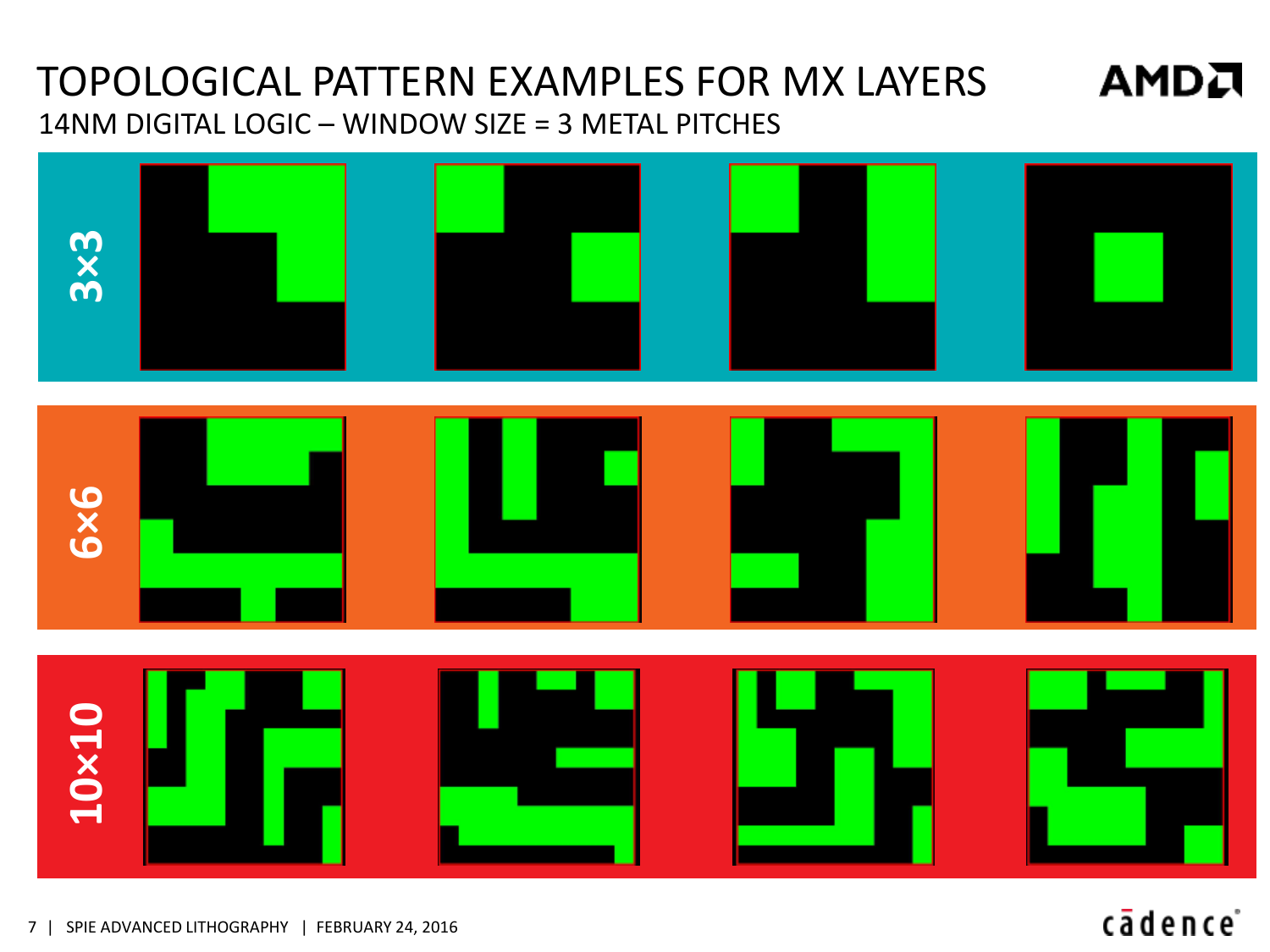# TOPOLOGICAL PATTERN EXAMPLES FOR MX LAYERS

14NM DIGITAL LOGIC – WINDOW SIZE = 3 METAL PITCHES

3×3

6×6

10×10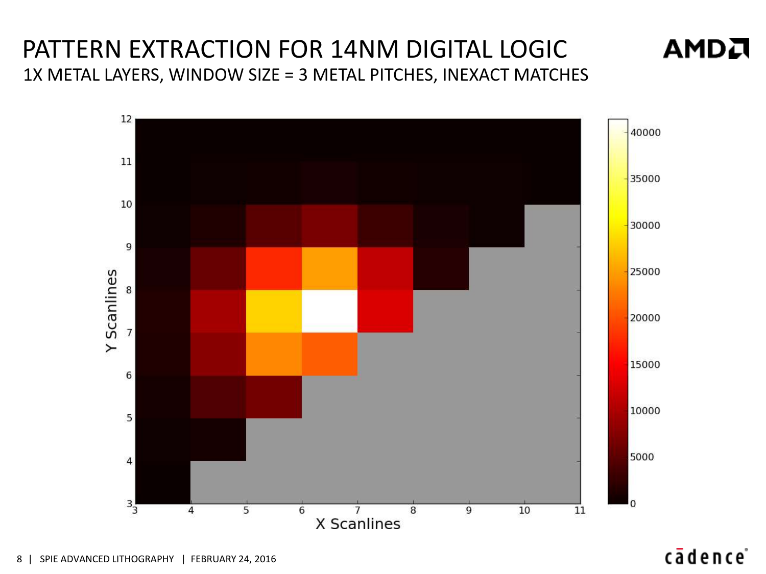# PATTERN EXTRACTION FOR 14NM DIGITAL LOGIC

## 1X METAL LAYERS, WINDOW SIZE = 3 METAL PITCHES, INEXACT MATCHES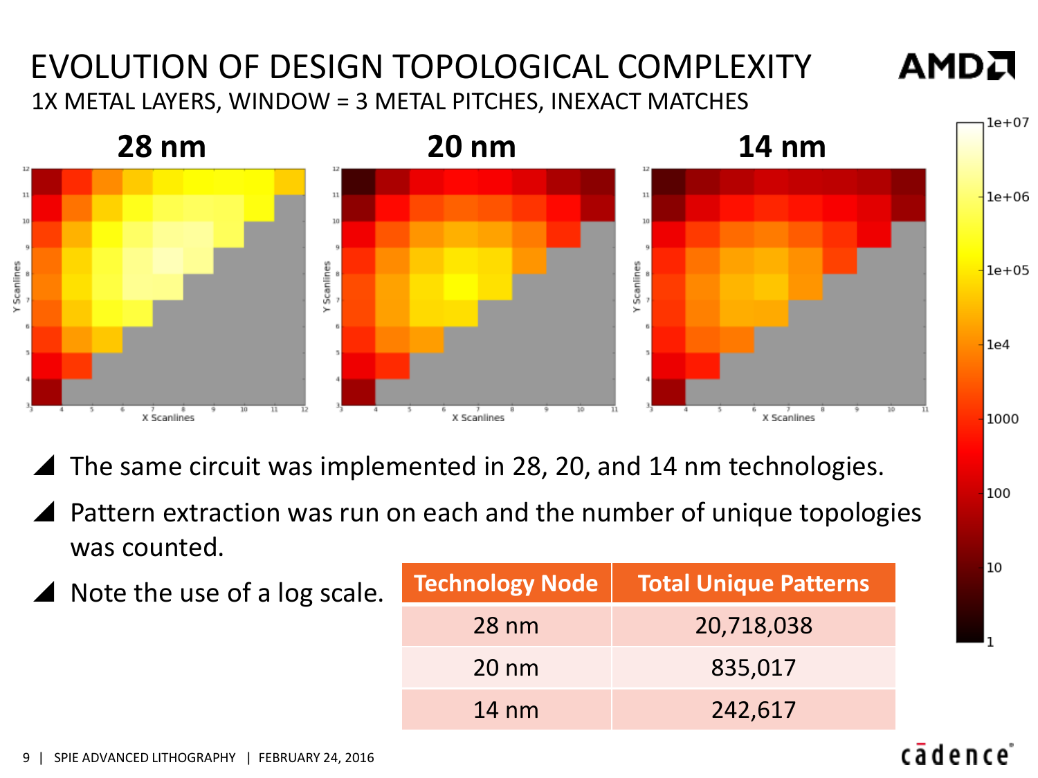# EVOLUTION OF DESIGN TOPOLOGICAL COMPLEXITY

## 1X METAL LAYERS, WINDOW = 3 METAL PITCHES, INEXACT MATCHES

**28 nm** | **20 nm** | **14 nm**

- The same circuit was implemented in 28, 20, and 14 nm technologies.
- Pattern extraction was run on each and the number of unique topologies was counted.
- Note the use of a log scale.

| Technology Node | Total Unique Patterns |
|---|---|
| 28 nm | 20,718,038 |
| 20 nm | 835,017 |
| 14 nm | 242,617 |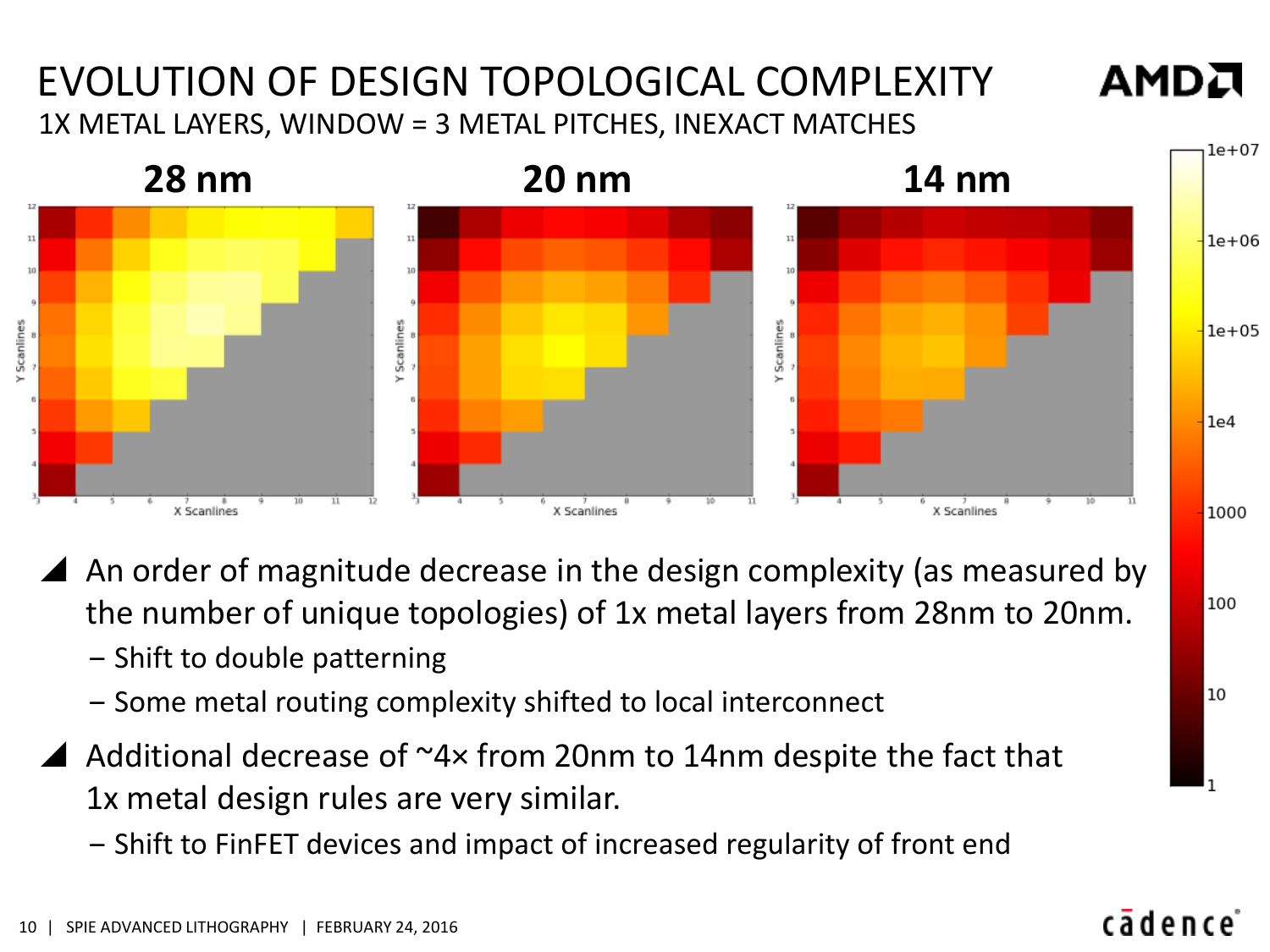# EVOLUTION OF DESIGN TOPOLOGICAL COMPLEXITY

1X METAL LAYERS, WINDOW = 3 METAL PITCHES, INEXACT MATCHES

**28 nm** **20 nm** **14 nm**

- An order of magnitude decrease in the design complexity (as measured by the number of unique topologies) of 1x metal layers from 28nm to 20nm.
  - Shift to double patterning
  - Some metal routing complexity shifted to local interconnect
- Additional decrease of ~4× from 20nm to 14nm despite the fact that 1x metal design rules are very similar.
  - Shift to FinFET devices and impact of increased regularity of front end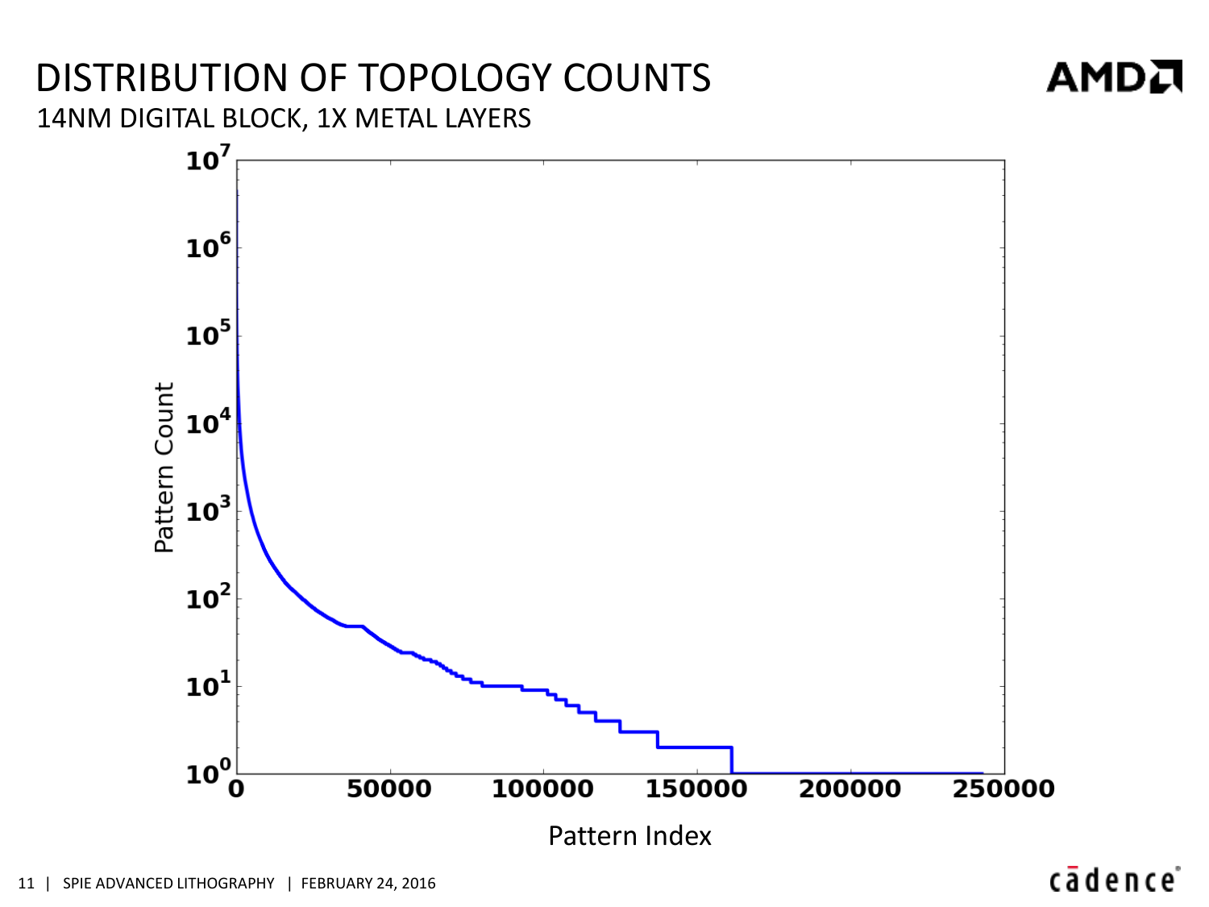# DISTRIBUTION OF TOPOLOGY COUNTS

## 14NM DIGITAL BLOCK, 1X METAL LAYERS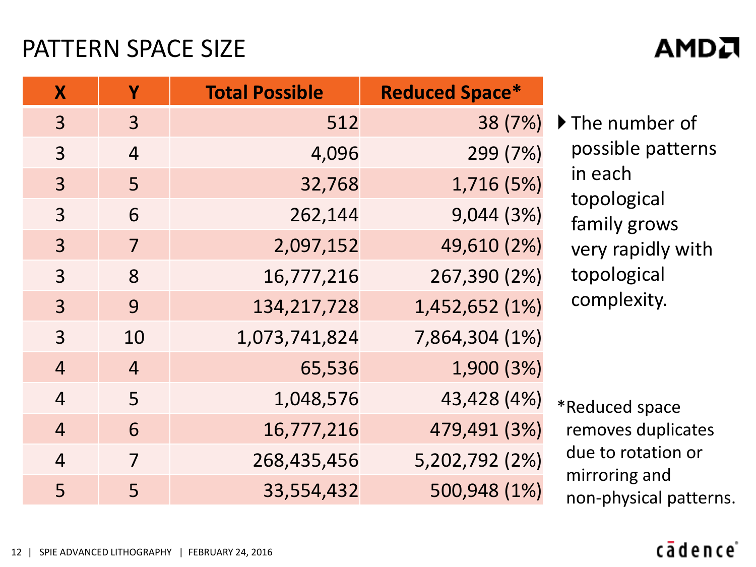# PATTERN SPACE SIZE

| X | Y | Total Possible | Reduced Space* |
|---|---|---|---|
| 3 | 3 | 512 | 38 (7%) |
| 3 | 4 | 4,096 | 299 (7%) |
| 3 | 5 | 32,768 | 1,716 (5%) |
| 3 | 6 | 262,144 | 9,044 (3%) |
| 3 | 7 | 2,097,152 | 49,610 (2%) |
| 3 | 8 | 16,777,216 | 267,390 (2%) |
| 3 | 9 | 134,217,728 | 1,452,652 (1%) |
| 3 | 10 | 1,073,741,824 | 7,864,304 (1%) |
| 4 | 4 | 65,536 | 1,900 (3%) |
| 4 | 5 | 1,048,576 | 43,428 (4%) |
| 4 | 6 | 16,777,216 | 479,491 (3%) |
| 4 | 7 | 268,435,456 | 5,202,792 (2%) |
| 5 | 5 | 33,554,432 | 500,948 (1%) |

- The number of possible patterns in each topological family grows very rapidly with topological complexity.

*Reduced space removes duplicates due to rotation or mirroring and non-physical patterns.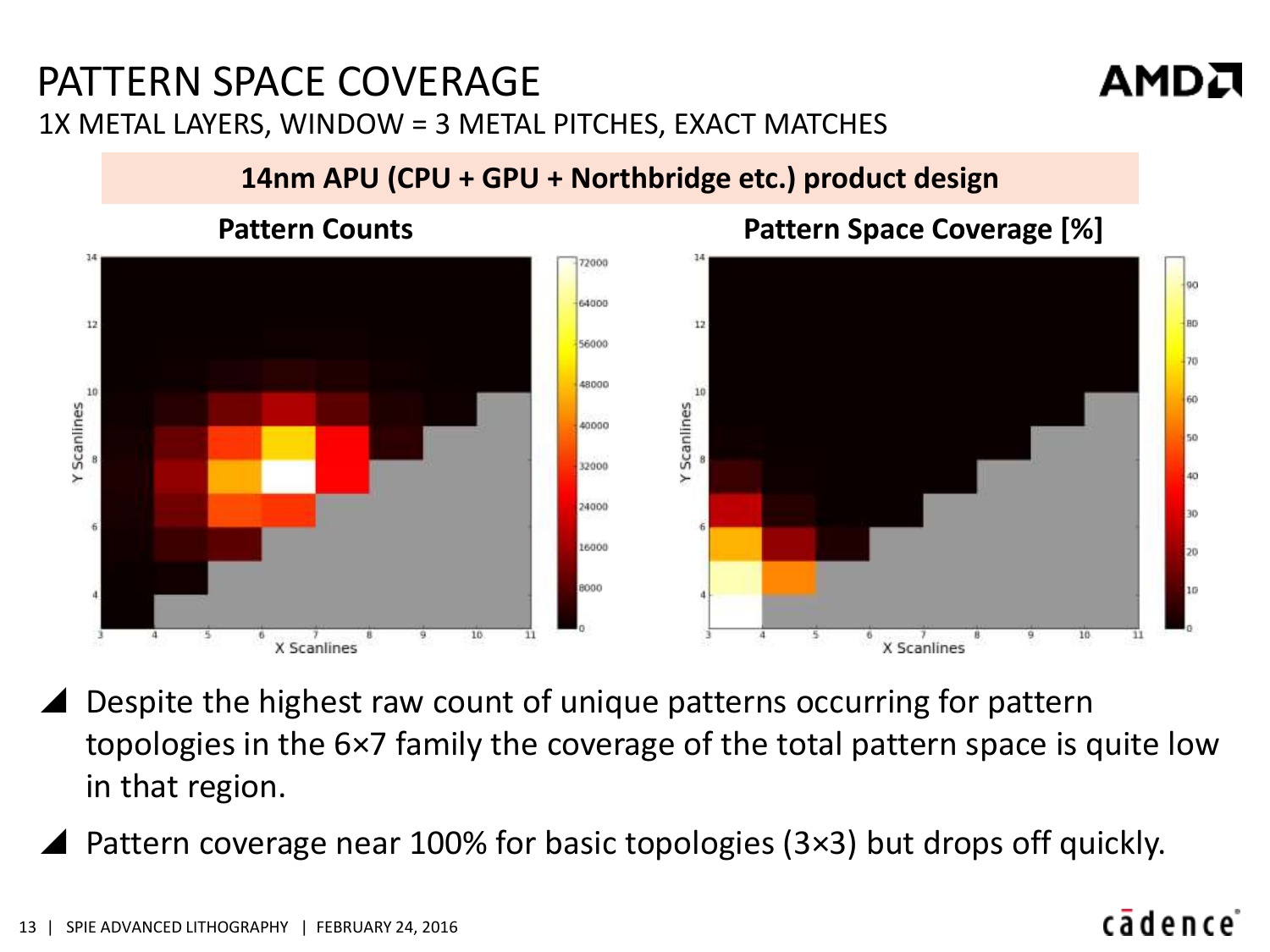# PATTERN SPACE COVERAGE

1X METAL LAYERS, WINDOW = 3 METAL PITCHES, EXACT MATCHES

**14nm APU (CPU + GPU + Northbridge etc.) product design**

**Pattern Counts**

**Pattern Space Coverage [%]**

- Despite the highest raw count of unique patterns occurring for pattern topologies in the 6×7 family the coverage of the total pattern space is quite low in that region.
- Pattern coverage near 100% for basic topologies (3×3) but drops off quickly.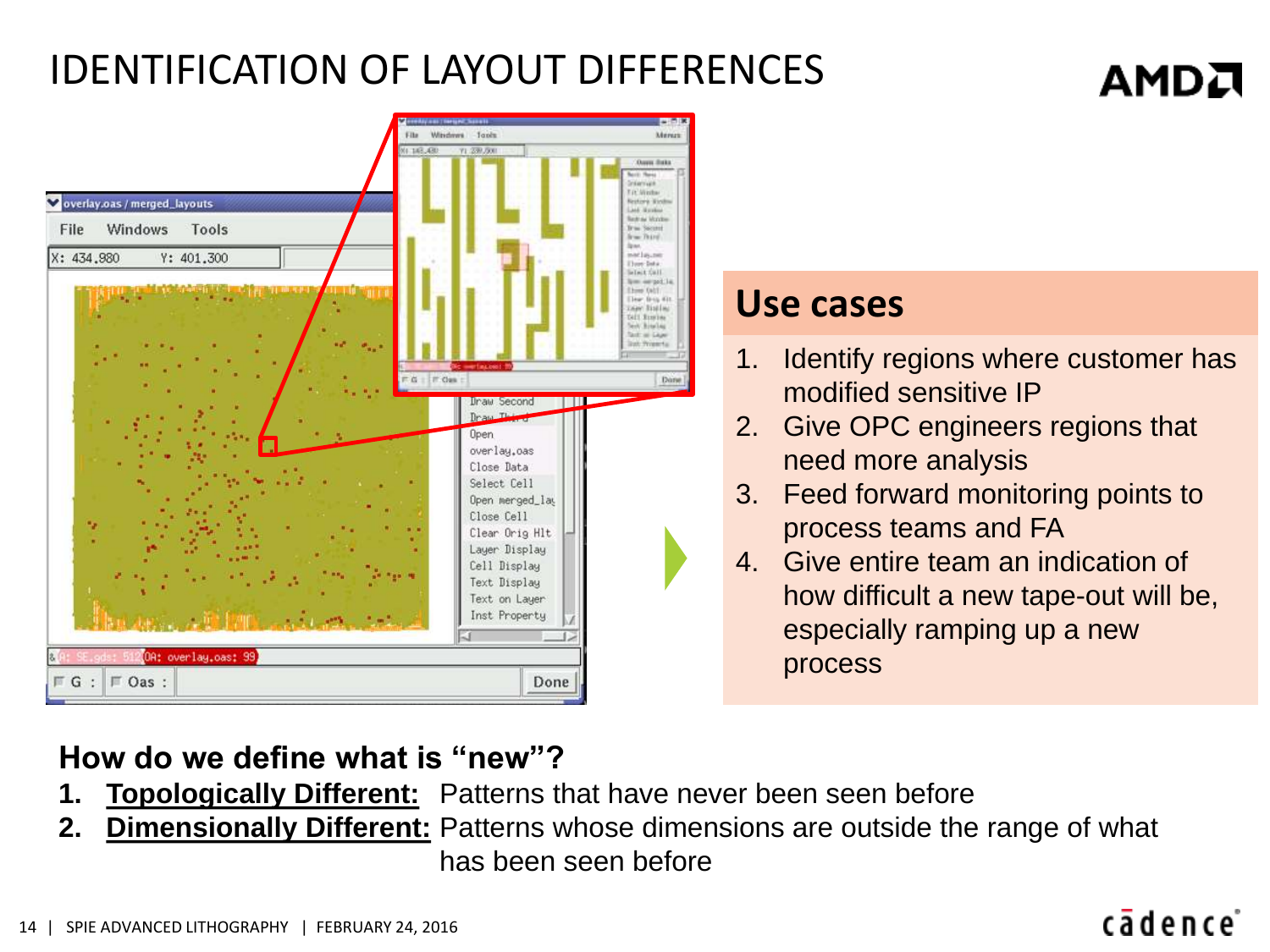# IDENTIFICATION OF LAYOUT DIFFERENCES

## Use cases

1. Identify regions where customer has modified sensitive IP
2. Give OPC engineers regions that need more analysis
3. Feed forward monitoring points to process teams and FA
4. Give entire team an indication of how difficult a new tape-out will be, especially ramping up a new process

**How do we define what is "new"?**

1. **Topologically Different:** Patterns that have never been seen before
2. **Dimensionally Different:** Patterns whose dimensions are outside the range of what has been seen before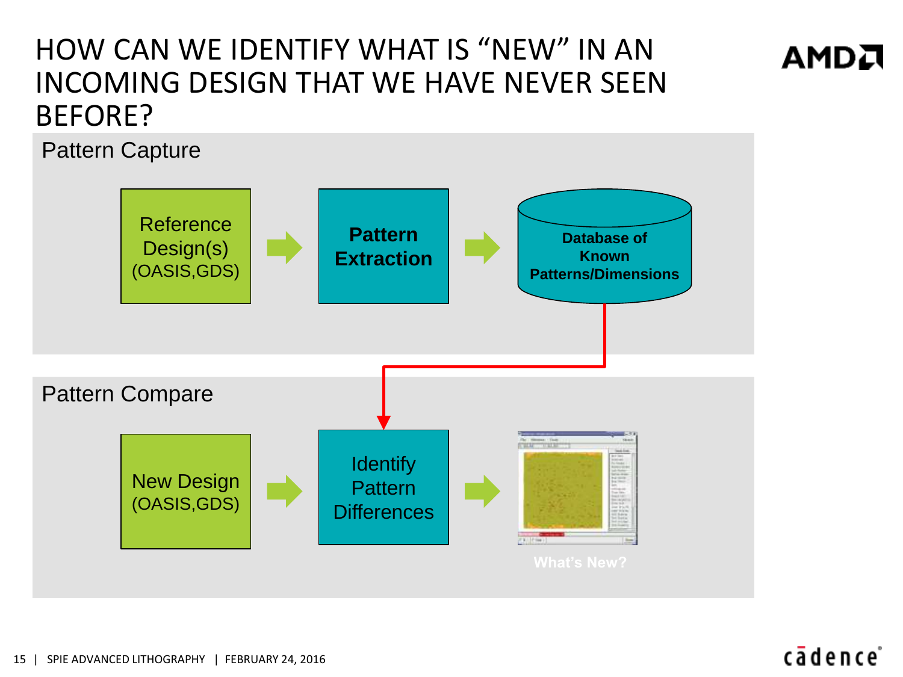# HOW CAN WE IDENTIFY WHAT IS "NEW" IN AN INCOMING DESIGN THAT WE HAVE NEVER SEEN BEFORE?

## Pattern Capture

Reference Design(s) (OASIS,GDS) → **Pattern Extraction** → **Database of Known Patterns/Dimensions**

## Pattern Compare

New Design (OASIS,GDS) → Identify Pattern Differences → What's New?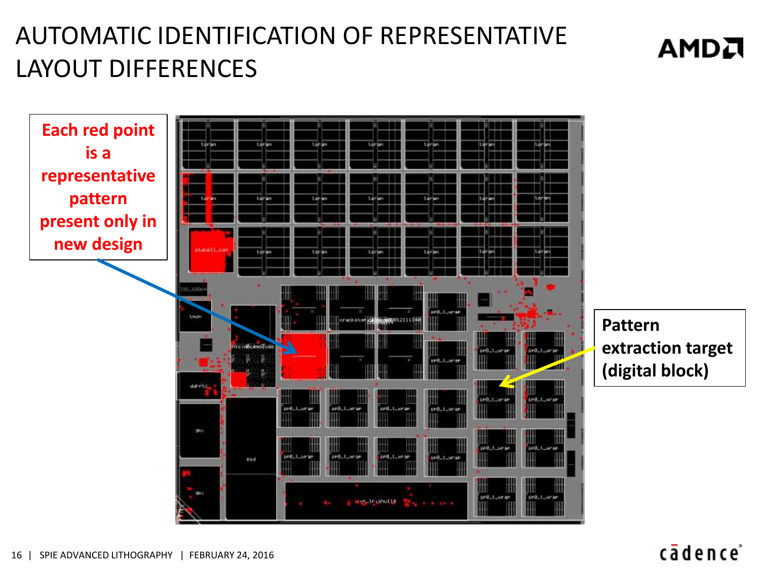# AUTOMATIC IDENTIFICATION OF REPRESENTATIVE LAYOUT DIFFERENCES

**Each red point is a representative pattern present only in new design**

**Pattern extraction target (digital block)**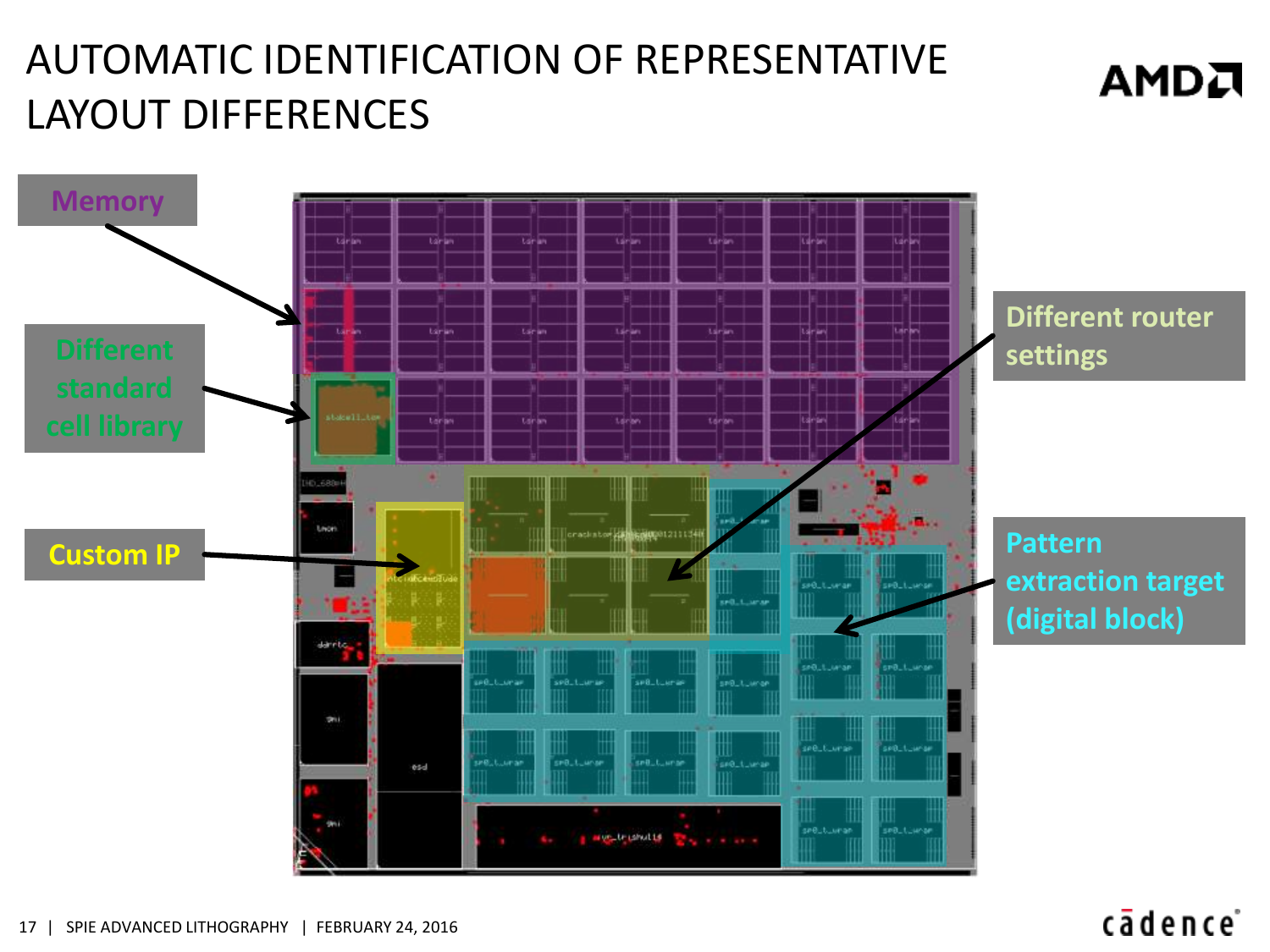# AUTOMATIC IDENTIFICATION OF REPRESENTATIVE LAYOUT DIFFERENCES

- Memory
- Different standard cell library
- Custom IP
- Different router settings
- Pattern extraction target (digital block)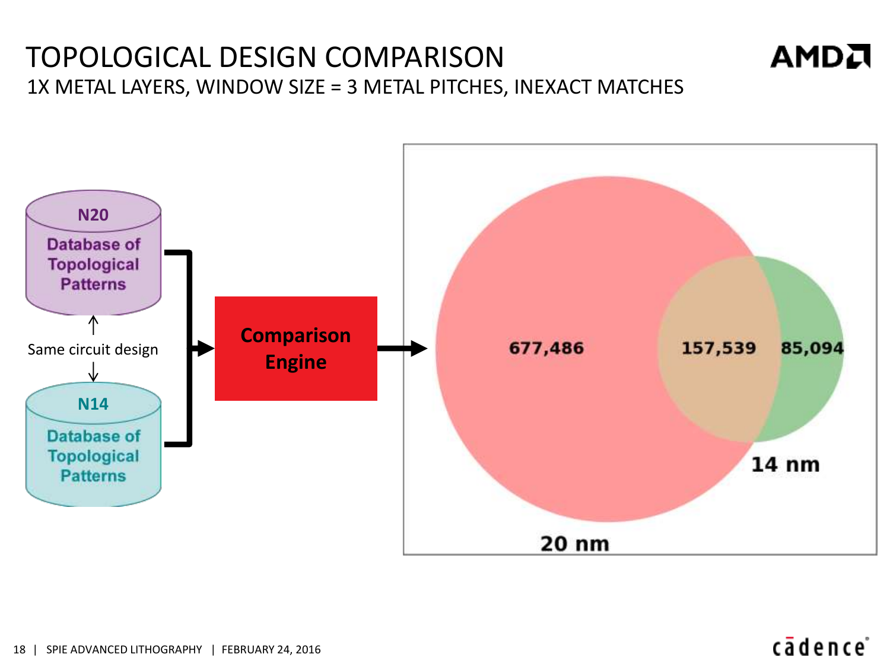# TOPOLOGICAL DESIGN COMPARISON

## 1X METAL LAYERS, WINDOW SIZE = 3 METAL PITCHES, INEXACT MATCHES

**N20**
Database of Topological Patterns

Same circuit design

**N14**
Database of Topological Patterns

**Comparison Engine**

677,486

157,539

85,094

14 nm

20 nm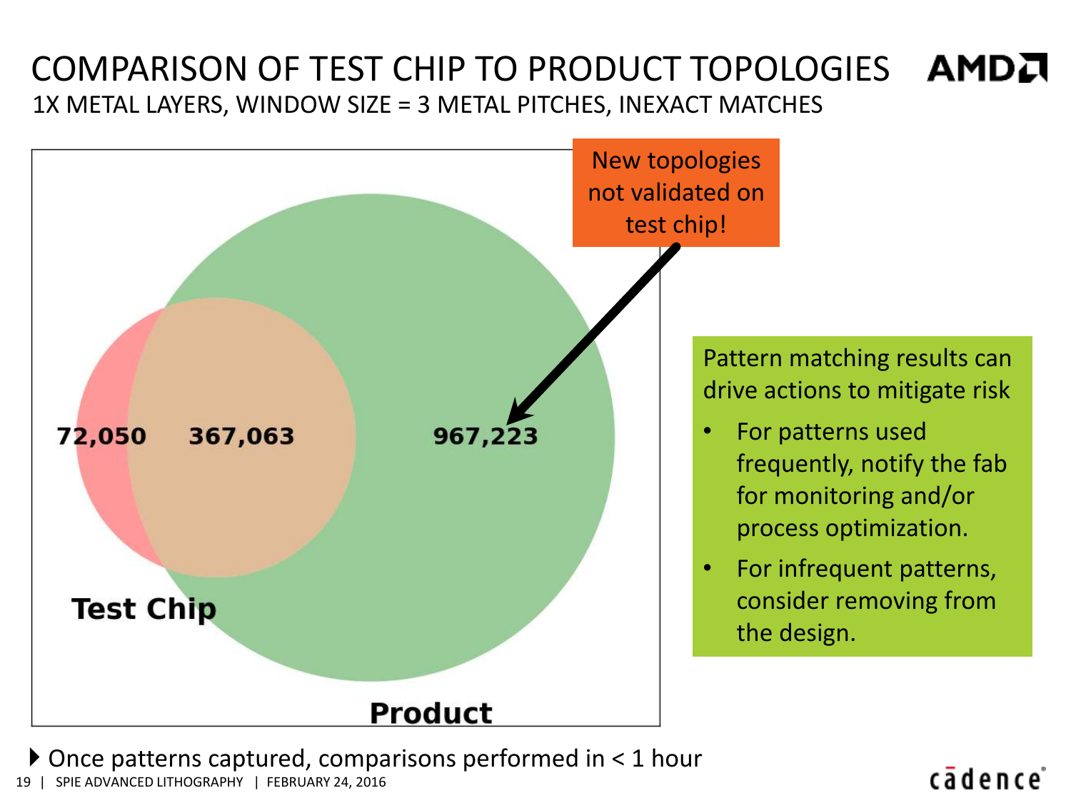# COMPARISON OF TEST CHIP TO PRODUCT TOPOLOGIES

## 1X METAL LAYERS, WINDOW SIZE = 3 METAL PITCHES, INEXACT MATCHES

72,050 367,063 967,223

Test Chip

Product

New topologies not validated on test chip!

Pattern matching results can drive actions to mitigate risk

- For patterns used frequently, notify the fab for monitoring and/or process optimization.
- For infrequent patterns, consider removing from the design.

- Once patterns captured, comparisons performed in < 1 hour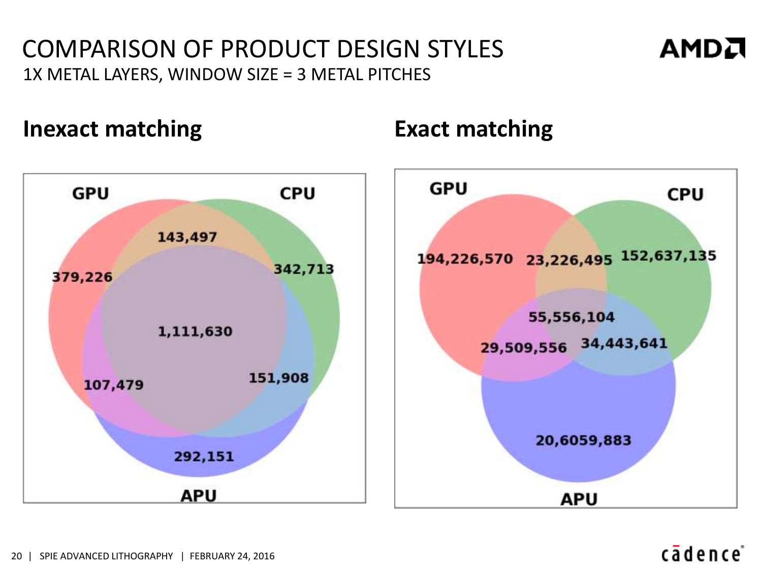# COMPARISON OF PRODUCT DESIGN STYLES

1X METAL LAYERS, WINDOW SIZE = 3 METAL PITCHES

## Inexact matching

| Region | Count |
| --- | --- |
| GPU only | 379,226 |
| CPU only | 342,713 |
| APU only | 292,151 |
| GPU ∩ CPU | 143,497 |
| GPU ∩ APU | 107,479 |
| CPU ∩ APU | 151,908 |
| GPU ∩ CPU ∩ APU | 1,111,630 |

## Exact matching

| Region | Count |
| --- | --- |
| GPU only | 194,226,570 |
| CPU only | 152,637,135 |
| APU only | 20,6059,883 |
| GPU ∩ CPU | 23,226,495 |
| GPU ∩ APU | 29,509,556 |
| CPU ∩ APU | 34,443,641 |
| GPU ∩ CPU ∩ APU | 55,556,104 |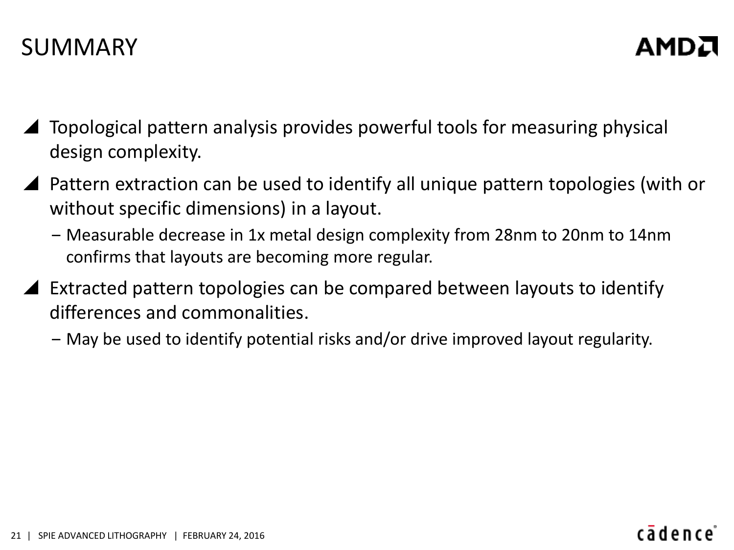# SUMMARY

- Topological pattern analysis provides powerful tools for measuring physical design complexity.
- Pattern extraction can be used to identify all unique pattern topologies (with or without specific dimensions) in a layout.
  - Measurable decrease in 1x metal design complexity from 28nm to 20nm to 14nm confirms that layouts are becoming more regular.
- Extracted pattern topologies can be compared between layouts to identify differences and commonalities.
  - May be used to identify potential risks and/or drive improved layout regularity.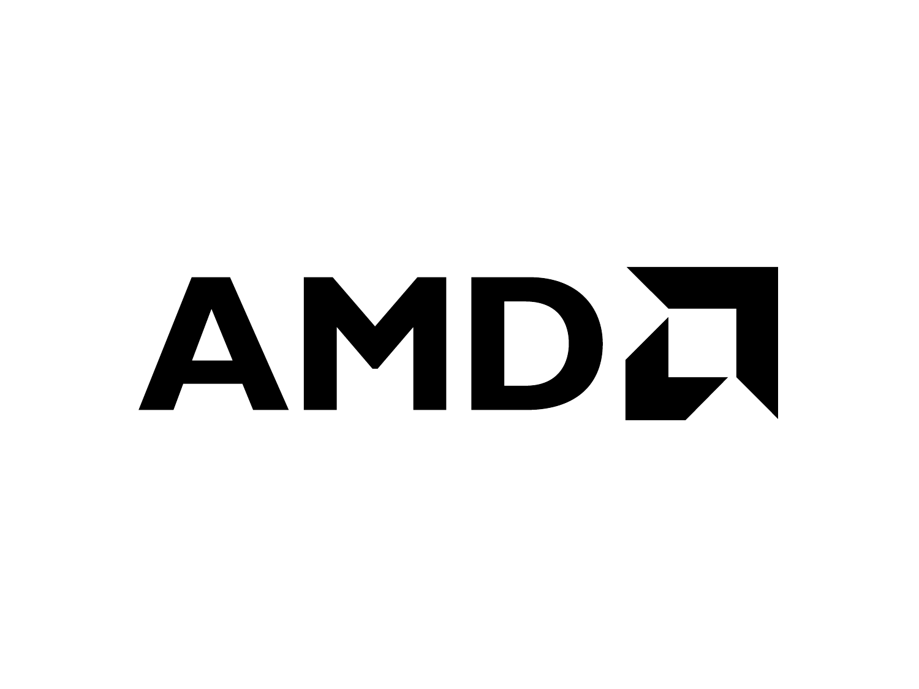AMD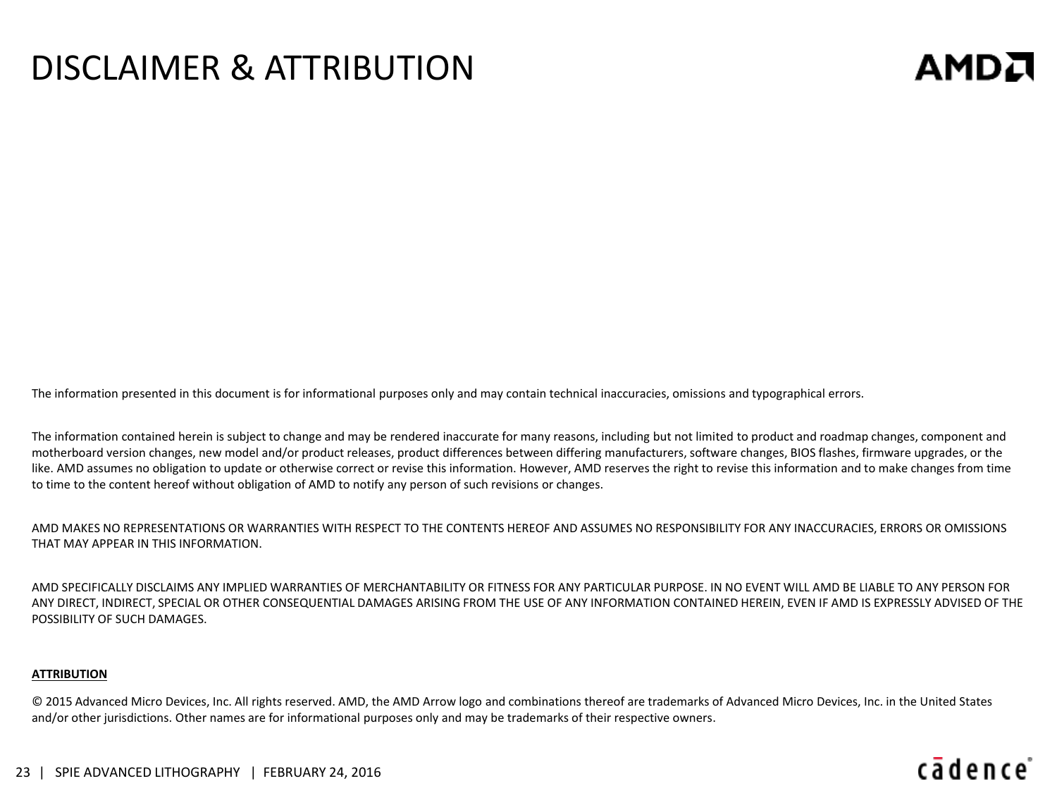# DISCLAIMER & ATTRIBUTION

The information presented in this document is for informational purposes only and may contain technical inaccuracies, omissions and typographical errors.

The information contained herein is subject to change and may be rendered inaccurate for many reasons, including but not limited to product and roadmap changes, component and motherboard version changes, new model and/or product releases, product differences between differing manufacturers, software changes, BIOS flashes, firmware upgrades, or the like. AMD assumes no obligation to update or otherwise correct or revise this information. However, AMD reserves the right to revise this information and to make changes from time to time to the content hereof without obligation of AMD to notify any person of such revisions or changes.

AMD MAKES NO REPRESENTATIONS OR WARRANTIES WITH RESPECT TO THE CONTENTS HEREOF AND ASSUMES NO RESPONSIBILITY FOR ANY INACCURACIES, ERRORS OR OMISSIONS THAT MAY APPEAR IN THIS INFORMATION.

AMD SPECIFICALLY DISCLAIMS ANY IMPLIED WARRANTIES OF MERCHANTABILITY OR FITNESS FOR ANY PARTICULAR PURPOSE. IN NO EVENT WILL AMD BE LIABLE TO ANY PERSON FOR ANY DIRECT, INDIRECT, SPECIAL OR OTHER CONSEQUENTIAL DAMAGES ARISING FROM THE USE OF ANY INFORMATION CONTAINED HEREIN, EVEN IF AMD IS EXPRESSLY ADVISED OF THE POSSIBILITY OF SUCH DAMAGES.

**ATTRIBUTION**

© 2015 Advanced Micro Devices, Inc. All rights reserved. AMD, the AMD Arrow logo and combinations thereof are trademarks of Advanced Micro Devices, Inc. in the United States and/or other jurisdictions. Other names are for informational purposes only and may be trademarks of their respective owners.